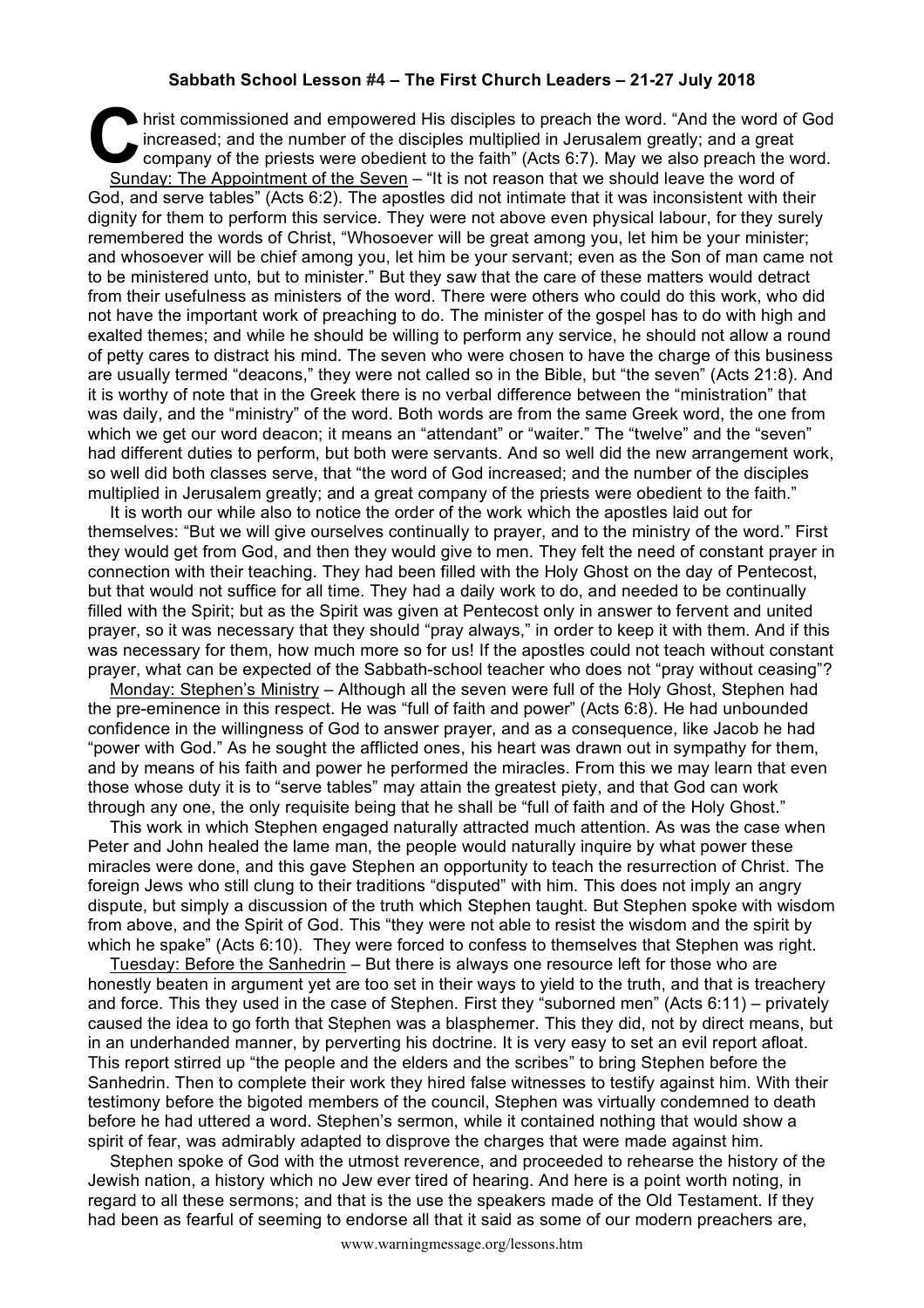**Sabbath School Lesson #4 – The First Church Leaders – 21-27 July 2018**

Christ commissioned and empowered His disciples to preach the word. "And the word of God increased; and the number of the disciples multiplied in Jerusalem greatly; and a great company of the priests were obedient to the faith" (Acts 6:7). May we also preach the word.

Sunday: The Appointment of the Seven – "It is not reason that we should leave the word of God, and serve tables" (Acts 6:2). The apostles did not intimate that it was inconsistent with their dignity for them to perform this service. They were not above even physical labour, for they surely remembered the words of Christ, "Whosoever will be great among you, let him be your minister; and whosoever will be chief among you, let him be your servant; even as the Son of man came not to be ministered unto, but to minister." But they saw that the care of these matters would detract from their usefulness as ministers of the word. There were others who could do this work, who did not have the important work of preaching to do. The minister of the gospel has to do with high and exalted themes; and while he should be willing to perform any service, he should not allow a round of petty cares to distract his mind. The seven who were chosen to have the charge of this business are usually termed "deacons," they were not called so in the Bible, but "the seven" (Acts 21:8). And it is worthy of note that in the Greek there is no verbal difference between the "ministration" that was daily, and the "ministry" of the word. Both words are from the same Greek word, the one from which we get our word deacon; it means an "attendant" or "waiter." The "twelve" and the "seven" had different duties to perform, but both were servants. And so well did the new arrangement work, so well did both classes serve, that "the word of God increased; and the number of the disciples multiplied in Jerusalem greatly; and a great company of the priests were obedient to the faith."

It is worth our while also to notice the order of the work which the apostles laid out for themselves: "But we will give ourselves continually to prayer, and to the ministry of the word." First they would get from God, and then they would give to men. They felt the need of constant prayer in connection with their teaching. They had been filled with the Holy Ghost on the day of Pentecost, but that would not suffice for all time. They had a daily work to do, and needed to be continually filled with the Spirit; but as the Spirit was given at Pentecost only in answer to fervent and united prayer, so it was necessary that they should "pray always," in order to keep it with them. And if this was necessary for them, how much more so for us! If the apostles could not teach without constant prayer, what can be expected of the Sabbath-school teacher who does not "pray without ceasing"?

Monday: Stephen's Ministry – Although all the seven were full of the Holy Ghost, Stephen had the pre-eminence in this respect. He was "full of faith and power" (Acts 6:8). He had unbounded confidence in the willingness of God to answer prayer, and as a consequence, like Jacob he had "power with God." As he sought the afflicted ones, his heart was drawn out in sympathy for them, and by means of his faith and power he performed the miracles. From this we may learn that even those whose duty it is to "serve tables" may attain the greatest piety, and that God can work through any one, the only requisite being that he shall be "full of faith and of the Holy Ghost."

This work in which Stephen engaged naturally attracted much attention. As was the case when Peter and John healed the lame man, the people would naturally inquire by what power these miracles were done, and this gave Stephen an opportunity to teach the resurrection of Christ. The foreign Jews who still clung to their traditions "disputed" with him. This does not imply an angry dispute, but simply a discussion of the truth which Stephen taught. But Stephen spoke with wisdom from above, and the Spirit of God. This "they were not able to resist the wisdom and the spirit by which he spake" (Acts 6:10). They were forced to confess to themselves that Stephen was right.

Tuesday: Before the Sanhedrin – But there is always one resource left for those who are honestly beaten in argument yet are too set in their ways to yield to the truth, and that is treachery and force. This they used in the case of Stephen. First they "suborned men" (Acts 6:11) – privately caused the idea to go forth that Stephen was a blasphemer. This they did, not by direct means, but in an underhanded manner, by perverting his doctrine. It is very easy to set an evil report afloat. This report stirred up "the people and the elders and the scribes" to bring Stephen before the Sanhedrin. Then to complete their work they hired false witnesses to testify against him. With their testimony before the bigoted members of the council, Stephen was virtually condemned to death before he had uttered a word. Stephen's sermon, while it contained nothing that would show a spirit of fear, was admirably adapted to disprove the charges that were made against him.

Stephen spoke of God with the utmost reverence, and proceeded to rehearse the history of the Jewish nation, a history which no Jew ever tired of hearing. And here is a point worth noting, in regard to all these sermons; and that is the use the speakers made of the Old Testament. If they had been as fearful of seeming to endorse all that it said as some of our modern preachers are,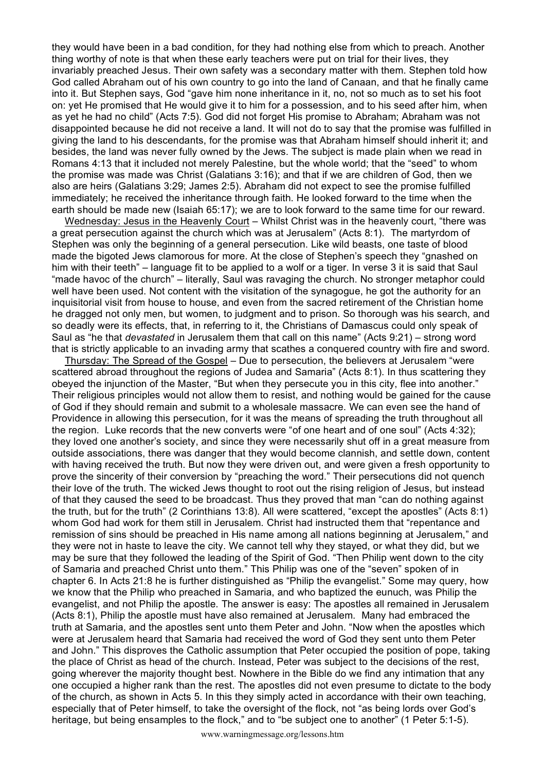they would have been in a bad condition, for they had nothing else from which to preach. Another thing worthy of note is that when these early teachers were put on trial for their lives, they invariably preached Jesus. Their own safety was a secondary matter with them. Stephen told how God called Abraham out of his own country to go into the land of Canaan, and that he finally came into it. But Stephen says, God "gave him none inheritance in it, no, not so much as to set his foot on: yet He promised that He would give it to him for a possession, and to his seed after him, when as yet he had no child" (Acts 7:5). God did not forget His promise to Abraham; Abraham was not disappointed because he did not receive a land. It will not do to say that the promise was fulfilled in giving the land to his descendants, for the promise was that Abraham himself should inherit it; and besides, the land was never fully owned by the Jews. The subject is made plain when we read in Romans 4:13 that it included not merely Palestine, but the whole world; that the "seed" to whom the promise was made was Christ (Galatians 3:16); and that if we are children of God, then we also are heirs (Galatians 3:29; James 2:5). Abraham did not expect to see the promise fulfilled immediately; he received the inheritance through faith. He looked forward to the time when the earth should be made new (Isaiah 65:17); we are to look forward to the same time for our reward.

Wednesday: Jesus in the Heavenly Court – Whilst Christ was in the heavenly court, "there was a great persecution against the church which was at Jerusalem" (Acts 8:1). The martyrdom of Stephen was only the beginning of a general persecution. Like wild beasts, one taste of blood made the bigoted Jews clamorous for more. At the close of Stephen's speech they "gnashed on him with their teeth" – language fit to be applied to a wolf or a tiger. In verse 3 it is said that Saul "made havoc of the church" – literally, Saul was ravaging the church. No stronger metaphor could well have been used. Not content with the visitation of the synagogue, he got the authority for an inquisitorial visit from house to house, and even from the sacred retirement of the Christian home he dragged not only men, but women, to judgment and to prison. So thorough was his search, and so deadly were its effects, that, in referring to it, the Christians of Damascus could only speak of Saul as "he that *devastated* in Jerusalem them that call on this name" (Acts 9:21) – strong word that is strictly applicable to an invading army that scathes a conquered country with fire and sword.

Thursday: The Spread of the Gospel – Due to persecution, the believers at Jerusalem "were scattered abroad throughout the regions of Judea and Samaria" (Acts 8:1). In thus scattering they obeyed the injunction of the Master, "But when they persecute you in this city, flee into another." Their religious principles would not allow them to resist, and nothing would be gained for the cause of God if they should remain and submit to a wholesale massacre. We can even see the hand of Providence in allowing this persecution, for it was the means of spreading the truth throughout all the region. Luke records that the new converts were "of one heart and of one soul" (Acts 4:32); they loved one another's society, and since they were necessarily shut off in a great measure from outside associations, there was danger that they would become clannish, and settle down, content with having received the truth. But now they were driven out, and were given a fresh opportunity to prove the sincerity of their conversion by "preaching the word." Their persecutions did not quench their love of the truth. The wicked Jews thought to root out the rising religion of Jesus, but instead of that they caused the seed to be broadcast. Thus they proved that man "can do nothing against the truth, but for the truth" (2 Corinthians 13:8). All were scattered, "except the apostles" (Acts 8:1) whom God had work for them still in Jerusalem. Christ had instructed them that "repentance and remission of sins should be preached in His name among all nations beginning at Jerusalem," and they were not in haste to leave the city. We cannot tell why they stayed, or what they did, but we may be sure that they followed the leading of the Spirit of God. "Then Philip went down to the city of Samaria and preached Christ unto them." This Philip was one of the "seven" spoken of in chapter 6. In Acts 21:8 he is further distinguished as "Philip the evangelist." Some may query, how we know that the Philip who preached in Samaria, and who baptized the eunuch, was Philip the evangelist, and not Philip the apostle. The answer is easy: The apostles all remained in Jerusalem (Acts 8:1), Philip the apostle must have also remained at Jerusalem. Many had embraced the truth at Samaria, and the apostles sent unto them Peter and John. "Now when the apostles which were at Jerusalem heard that Samaria had received the word of God they sent unto them Peter and John." This disproves the Catholic assumption that Peter occupied the position of pope, taking the place of Christ as head of the church. Instead, Peter was subject to the decisions of the rest, going wherever the majority thought best. Nowhere in the Bible do we find any intimation that any one occupied a higher rank than the rest. The apostles did not even presume to dictate to the body of the church, as shown in Acts 5. In this they simply acted in accordance with their own teaching, especially that of Peter himself, to take the oversight of the flock, not "as being lords over God's heritage, but being ensamples to the flock," and to "be subject one to another" (1 Peter 5:1-5).